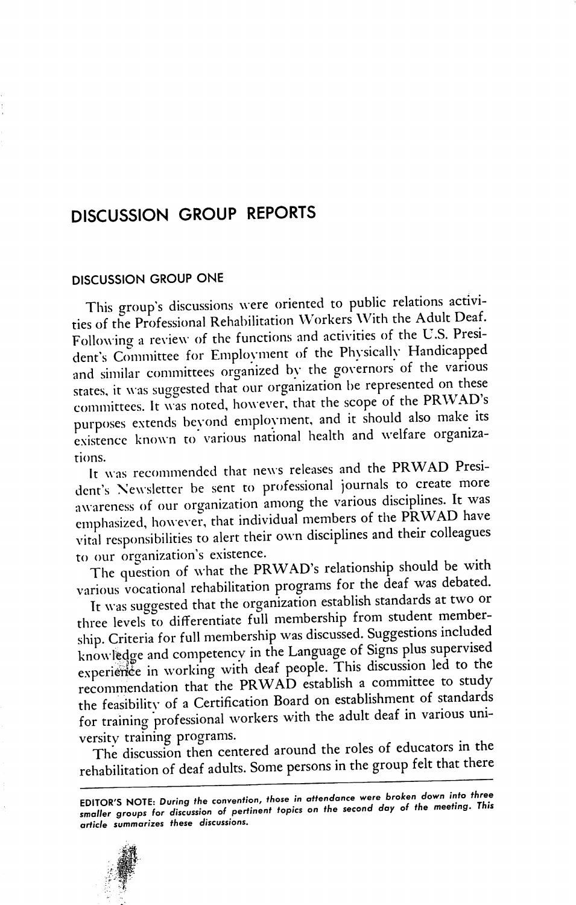# DISCUSSION GROUP REPORTS

## DISCUSSION GROUP ONE

This group's discussions were oriented to public relations activities of the Professional Rehabilitation Workers With the Adult Deaf. Following a review of the functions and activities of the U.S. President's Committee for Employment of the Physically Handicapped and similar committees organized by the governors of the various states, it was suggested that our organization be represented on these committees. It was noted, however, that the scope of the PRWAD's purposes extends beyond employment, and it should also make its existence known to various national health and welfare organizations.

It was recommended that news releases and the PRWAD President's Newsletter be sent to professional journals to create more awareness of our organization among the various disciplines. It was emphasized, however, that individual members of the PRWAD have vital responsibilities to alert their own disciplines and their colleagues to our organization's existence.

The question of what the PRWAD's relationship should be with various vocational rehabilitation programs for the deaf was debated.

It was suggested that the organization establish standards at two or three levels to differentiate full membership from student membership. Criteria for full membership was discussed. Suggestions included knowledge and competency in the Language of Signs plus supervised experience in working with deaf people. This discussion led to the recommendation that the PRWAD establish a committee to study the feasibility of a Certification Board on establishment of standards for training professional workers with the adult deaf in various university training programs.

The discussion then centered around the roles of educators in the rehabilitation of deaf adults. Some persons in the group felt that there

---

*EDITOR'S NOTE: During the convention, those in attendance were broken down into three smaller groups for discussion of pertinent topics on the second day of the meeting. This article summarizes these discussions.*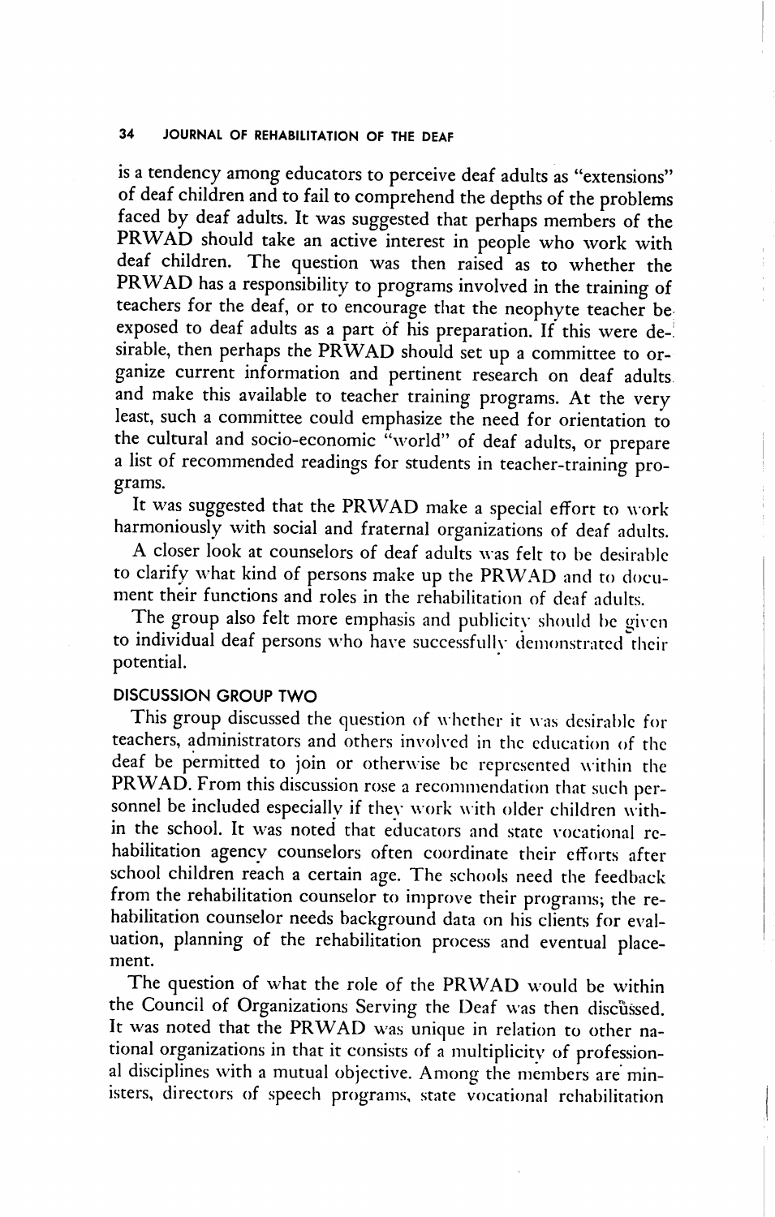is a tendency among educators to perceive deaf adults as "extensions" of deaf children and to fail to comprehend the depths of the problems faced by deaf adults. It was suggested that perhaps members of the PRWAD should take an active interest in people who work with deaf children. The question was then raised as to whether the PRWAD has a responsibility to programs involved in the training of teachers for the deaf, or to encourage that the neophyte teacher be exposed to deaf adults as a part of his preparation. If this were desirable, then perhaps the PRWAD should set up a committee to organize current information and pertinent research on deaf adults and make this available to teacher training programs. At the very least, such a committee could emphasize the need for orientation to the cultural and socio-economic "world" of deaf adults, or prepare a list of recommended readings for students in teacher-training programs.

It was suggested that the PRWAD make a special effort to work harmoniously with social and fraternal organizations of deaf adults.

A closer look at counselors of deaf adults was felt to be desirable to clarify what kind of persons make up the PRWAD and to document their functions and roles in the rehabilitation of deaf adults.

The group also felt more emphasis and publicity should be given to individual deaf persons who have successfully demonstrated their potential.

### DISCUSSION GROUP TWO

This group discussed the question of whether it was desirable for teachers, administrators and others involved in the education of the deaf be permitted to join or otherwise be represented within the PRWAD. From this discussion rose a recommendation that such personnel be included especially if they work with older children within the school. It was noted that educators and state vocational rehabilitation agency counselors often coordinate their efforts after school children reach a certain age. The schools need the feedback from the rehabilitation counselor to improve their programs; the rehabilitation counselor needs background data on his clients for evaluation, planning of the rehabilitation process and eventual placement.

The question of what the role of the PRWAD would be within the Council of Organizations Serving the Deaf was then discussed. It was noted that the PRWAD was unique in relation to other national organizations in that it consists of a multiplicity of professional disciplines with a mutual objective. Among the members are ministers, directors of speech programs, state vocational rehabilitation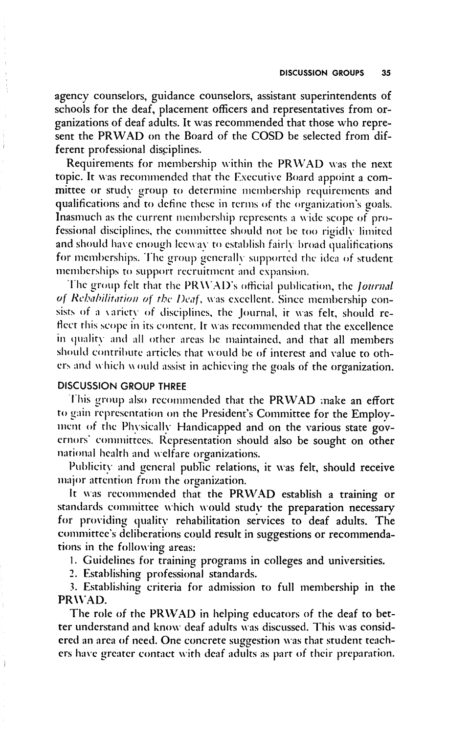agency counselors, guidance counselors, assistant superintendents of schools for the deaf, placement officers and representatives from organizations of deaf adults. It was recommended that those who represent the PRWAD on the Board of the COSD be selected from different professional disciplines.

Requirements for membership within the PRWAD was the next topic. It was recommended that the Executive Board appoint a committee or study group to determine membership requirements and qualifications and to define these in terms of the organization's goals. Inasmuch as the current membership represents a wide scope of professional disciplines, the committee should not be too rigidly limited and should have enough leeway to establish fairly broad qualifications for memberships. The group generally supported the idea of student memberships to support recruitment and expansion.

The group felt that the PRWAD's official publication, the *Journal of Rehabilitation of the Deaf*, was excellent. Since membership consists of a variety of disciplines, the Journal, it was felt, should reflect this scope in its content. It was recommended that the excellence in quality and all other areas be maintained, and that all members should contribute articles that would be of interest and value to others and which would assist in achieving the goals of the organization.

## DISCUSSION GROUP THREE

This group also recommended that the PRWAD make an effort to gain representation on the President's Committee for the Employment of the Physically Handicapped and on the various state governors' committees. Representation should also be sought on other national health and welfare organizations.

Publicity and general public relations, it was felt, should receive major attention from the organization.

It was recommended that the PRWAD establish a training or standards committee which would study the preparation necessary for providing quality rehabilitation services to deaf adults. The committee's deliberations could result in suggestions or recommendations in the following areas:

1. Guidelines for training programs in colleges and universities.
2. Establishing professional standards.
3. Establishing criteria for admission to full membership in the PRWAD.

The role of the PRWAD in helping educators of the deaf to better understand and know deaf adults was discussed. This was considered an area of need. One concrete suggestion was that student teachers have greater contact with deaf adults as part of their preparation.